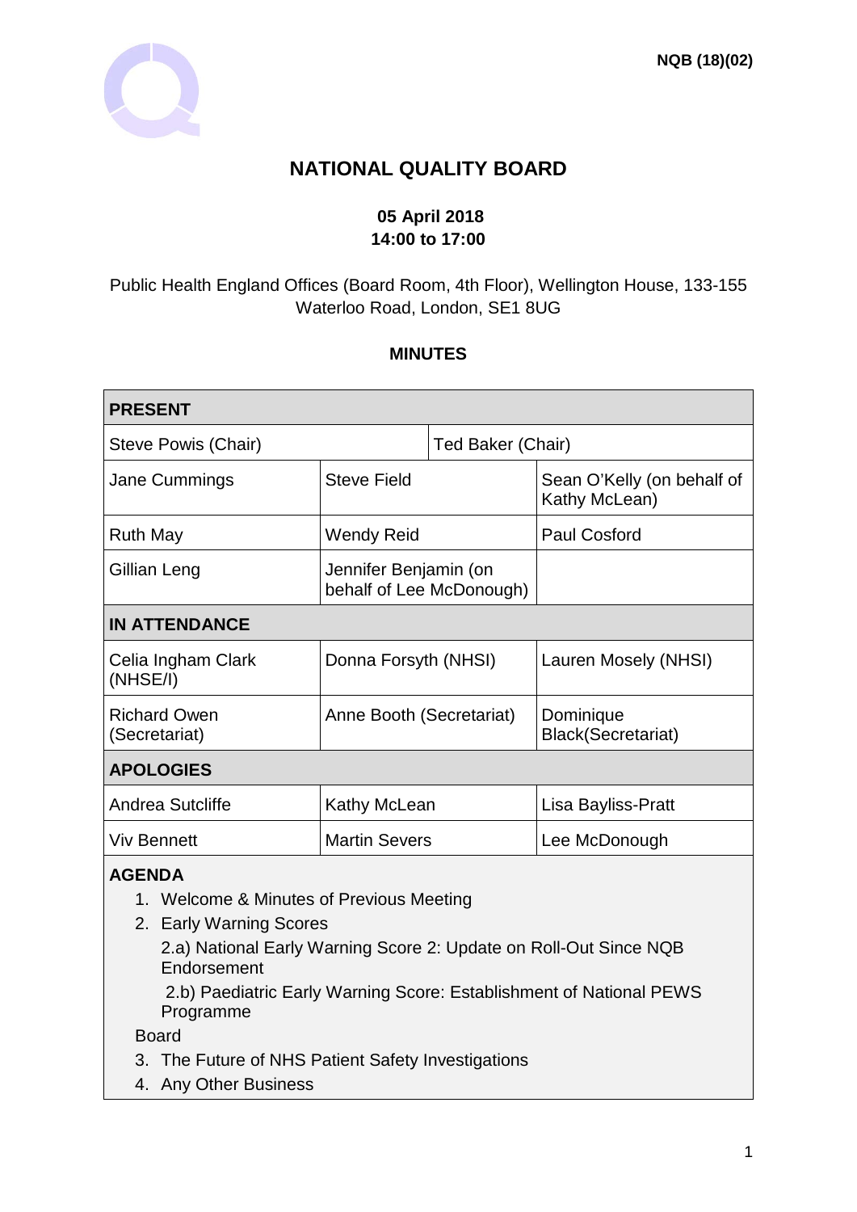NQB (18)(02)

# NATIONAL QUALITY BOARD

**05 April 2018**
**14:00 to 17:00**

Public Health England Offices (Board Room, 4th Floor), Wellington House, 133-155 Waterloo Road, London, SE1 8UG

**MINUTES**

| **PRESENT** | | |
|---|---|---|
| Steve Powis (Chair) | Ted Baker (Chair) | |
| Jane Cummings | Steve Field | Sean O'Kelly (on behalf of Kathy McLean) |
| Ruth May | Wendy Reid | Paul Cosford |
| Gillian Leng | Jennifer Benjamin (on behalf of Lee McDonough) | |
| **IN ATTENDANCE** | | |
| Celia Ingham Clark (NHSE/I) | Donna Forsyth (NHSI) | Lauren Mosely (NHSI) |
| Richard Owen (Secretariat) | Anne Booth (Secretariat) | Dominique Black(Secretariat) |
| **APOLOGIES** | | |
| Andrea Sutcliffe | Kathy McLean | Lisa Bayliss-Pratt |
| Viv Bennett | Martin Severs | Lee McDonough |

**AGENDA**

1. Welcome & Minutes of Previous Meeting
2. Early Warning Scores
   2.a) National Early Warning Score 2: Update on Roll-Out Since NQB Endorsement
   2.b) Paediatric Early Warning Score: Establishment of National PEWS Programme

Board

3. The Future of NHS Patient Safety Investigations
4. Any Other Business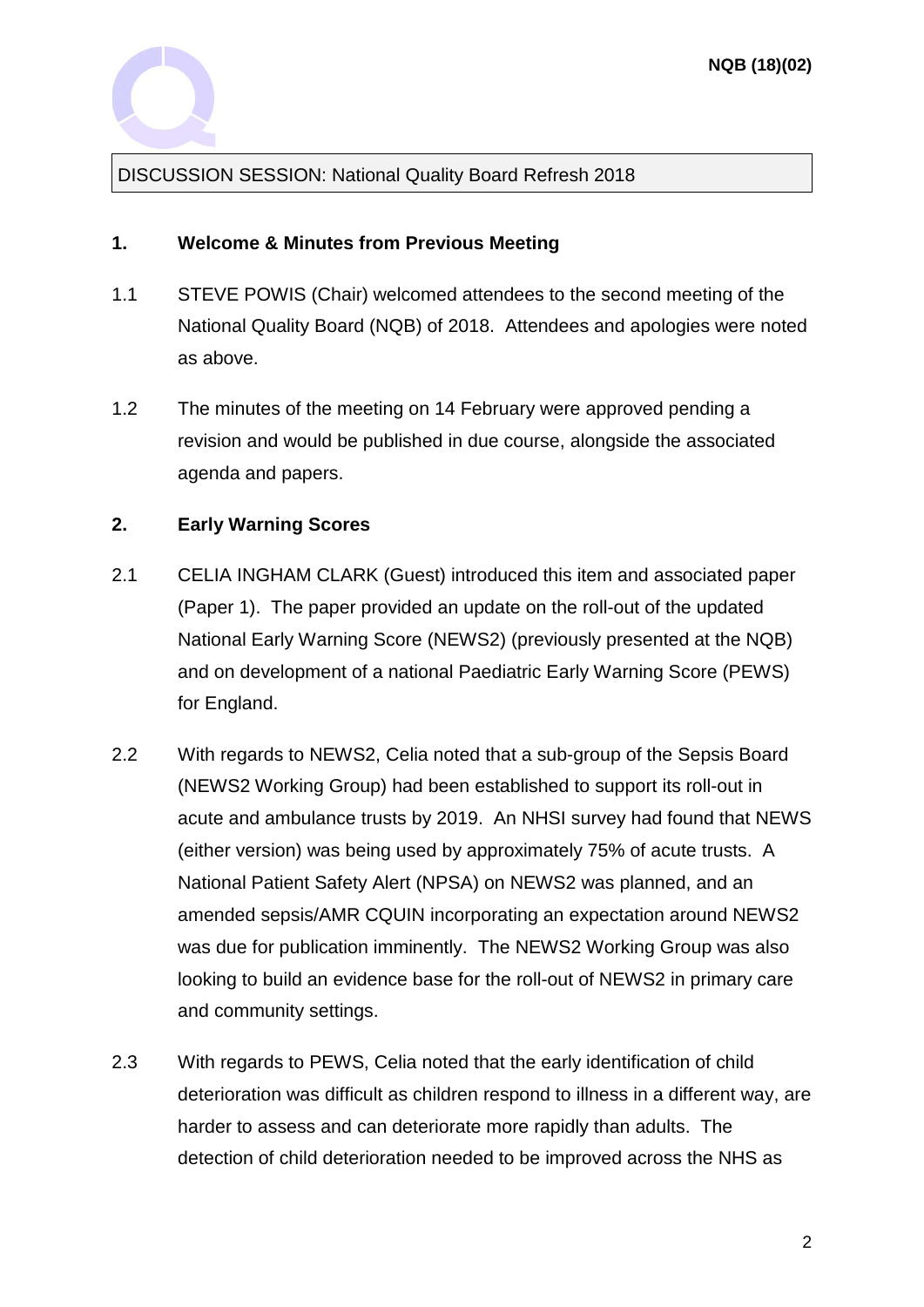DISCUSSION SESSION: National Quality Board Refresh 2018

**1. Welcome & Minutes from Previous Meeting**

1.1 STEVE POWIS (Chair) welcomed attendees to the second meeting of the National Quality Board (NQB) of 2018. Attendees and apologies were noted as above.

1.2 The minutes of the meeting on 14 February were approved pending a revision and would be published in due course, alongside the associated agenda and papers.

**2. Early Warning Scores**

2.1 CELIA INGHAM CLARK (Guest) introduced this item and associated paper (Paper 1). The paper provided an update on the roll-out of the updated National Early Warning Score (NEWS2) (previously presented at the NQB) and on development of a national Paediatric Early Warning Score (PEWS) for England.

2.2 With regards to NEWS2, Celia noted that a sub-group of the Sepsis Board (NEWS2 Working Group) had been established to support its roll-out in acute and ambulance trusts by 2019. An NHSI survey had found that NEWS (either version) was being used by approximately 75% of acute trusts. A National Patient Safety Alert (NPSA) on NEWS2 was planned, and an amended sepsis/AMR CQUIN incorporating an expectation around NEWS2 was due for publication imminently. The NEWS2 Working Group was also looking to build an evidence base for the roll-out of NEWS2 in primary care and community settings.

2.3 With regards to PEWS, Celia noted that the early identification of child deterioration was difficult as children respond to illness in a different way, are harder to assess and can deteriorate more rapidly than adults. The detection of child deterioration needed to be improved across the NHS as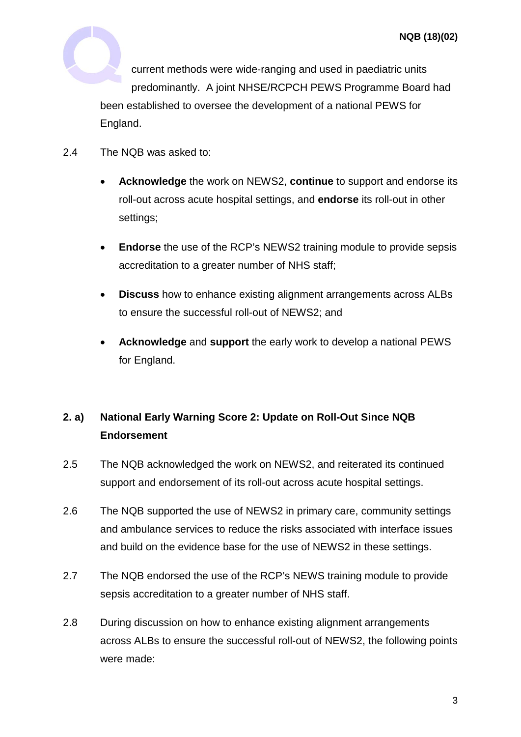current methods were wide-ranging and used in paediatric units predominantly. A joint NHSE/RCPCH PEWS Programme Board had been established to oversee the development of a national PEWS for England.

2.4 The NQB was asked to:

- **Acknowledge** the work on NEWS2, **continue** to support and endorse its roll-out across acute hospital settings, and **endorse** its roll-out in other settings;
- **Endorse** the use of the RCP's NEWS2 training module to provide sepsis accreditation to a greater number of NHS staff;
- **Discuss** how to enhance existing alignment arrangements across ALBs to ensure the successful roll-out of NEWS2; and
- **Acknowledge** and **support** the early work to develop a national PEWS for England.

## 2. a) National Early Warning Score 2: Update on Roll-Out Since NQB Endorsement

2.5 The NQB acknowledged the work on NEWS2, and reiterated its continued support and endorsement of its roll-out across acute hospital settings.

2.6 The NQB supported the use of NEWS2 in primary care, community settings and ambulance services to reduce the risks associated with interface issues and build on the evidence base for the use of NEWS2 in these settings.

2.7 The NQB endorsed the use of the RCP's NEWS training module to provide sepsis accreditation to a greater number of NHS staff.

2.8 During discussion on how to enhance existing alignment arrangements across ALBs to ensure the successful roll-out of NEWS2, the following points were made: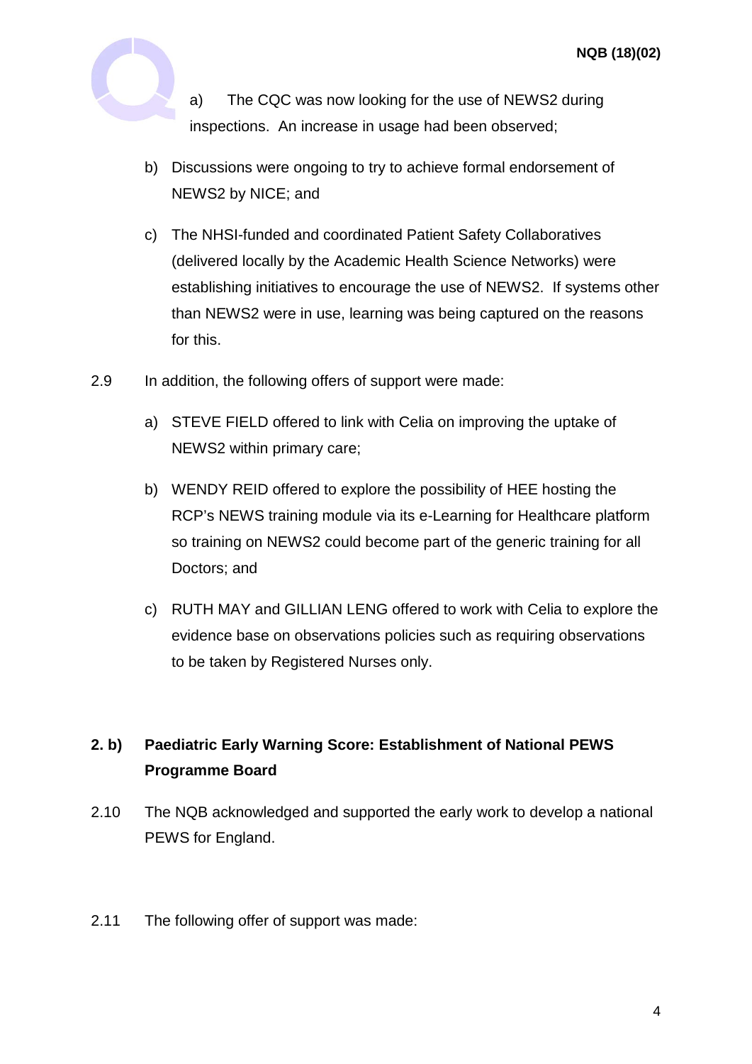a) The CQC was now looking for the use of NEWS2 during inspections. An increase in usage had been observed;

b) Discussions were ongoing to try to achieve formal endorsement of NEWS2 by NICE; and

c) The NHSI-funded and coordinated Patient Safety Collaboratives (delivered locally by the Academic Health Science Networks) were establishing initiatives to encourage the use of NEWS2. If systems other than NEWS2 were in use, learning was being captured on the reasons for this.

2.9 In addition, the following offers of support were made:

a) STEVE FIELD offered to link with Celia on improving the uptake of NEWS2 within primary care;

b) WENDY REID offered to explore the possibility of HEE hosting the RCP's NEWS training module via its e-Learning for Healthcare platform so training on NEWS2 could become part of the generic training for all Doctors; and

c) RUTH MAY and GILLIAN LENG offered to work with Celia to explore the evidence base on observations policies such as requiring observations to be taken by Registered Nurses only.

## 2. b) Paediatric Early Warning Score: Establishment of National PEWS Programme Board

2.10 The NQB acknowledged and supported the early work to develop a national PEWS for England.

2.11 The following offer of support was made: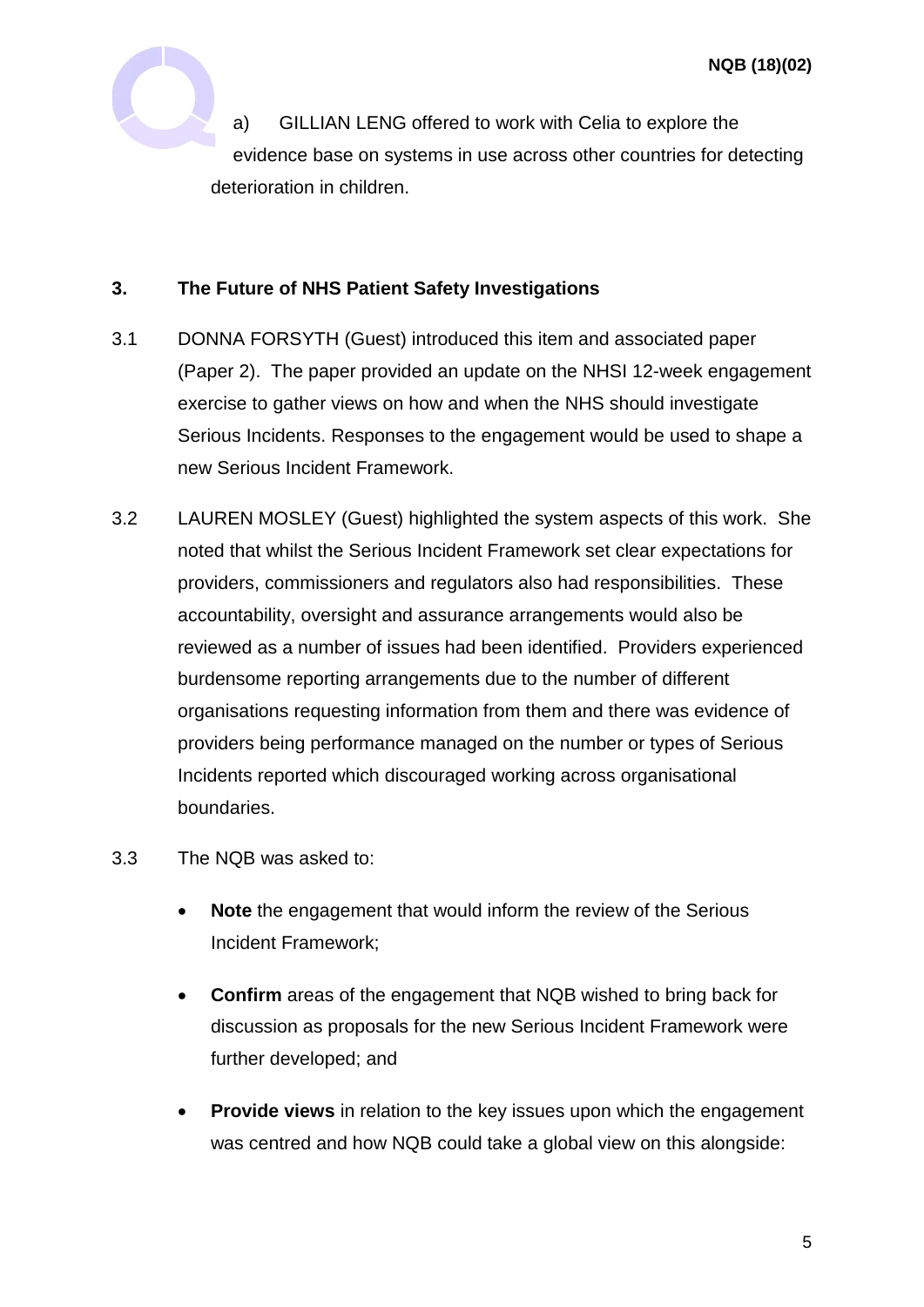a) GILLIAN LENG offered to work with Celia to explore the evidence base on systems in use across other countries for detecting deterioration in children.

## 3. The Future of NHS Patient Safety Investigations

3.1 DONNA FORSYTH (Guest) introduced this item and associated paper (Paper 2). The paper provided an update on the NHSI 12-week engagement exercise to gather views on how and when the NHS should investigate Serious Incidents. Responses to the engagement would be used to shape a new Serious Incident Framework.

3.2 LAUREN MOSLEY (Guest) highlighted the system aspects of this work. She noted that whilst the Serious Incident Framework set clear expectations for providers, commissioners and regulators also had responsibilities. These accountability, oversight and assurance arrangements would also be reviewed as a number of issues had been identified. Providers experienced burdensome reporting arrangements due to the number of different organisations requesting information from them and there was evidence of providers being performance managed on the number or types of Serious Incidents reported which discouraged working across organisational boundaries.

3.3 The NQB was asked to:

- **Note** the engagement that would inform the review of the Serious Incident Framework;
- **Confirm** areas of the engagement that NQB wished to bring back for discussion as proposals for the new Serious Incident Framework were further developed; and
- **Provide views** in relation to the key issues upon which the engagement was centred and how NQB could take a global view on this alongside: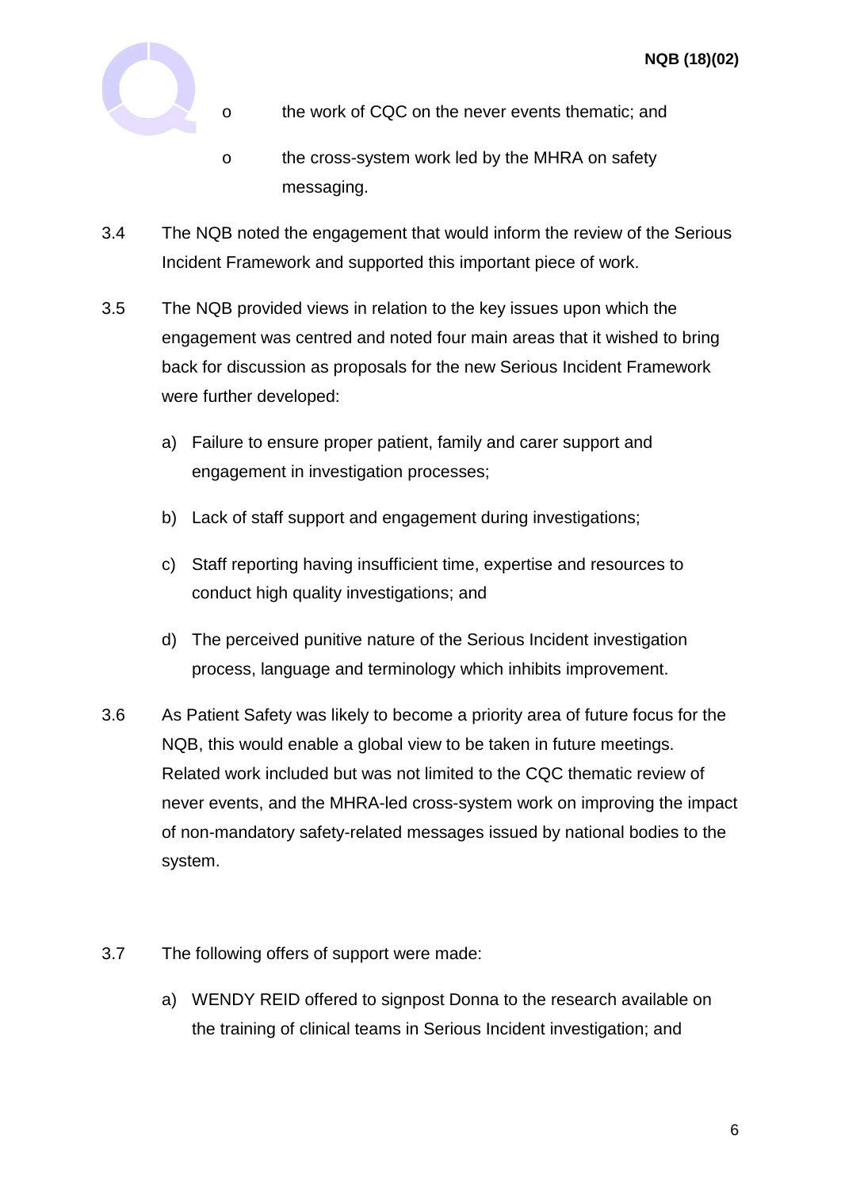- the work of CQC on the never events thematic; and
- the cross-system work led by the MHRA on safety messaging.

3.4 The NQB noted the engagement that would inform the review of the Serious Incident Framework and supported this important piece of work.

3.5 The NQB provided views in relation to the key issues upon which the engagement was centred and noted four main areas that it wished to bring back for discussion as proposals for the new Serious Incident Framework were further developed:

a) Failure to ensure proper patient, family and carer support and engagement in investigation processes;

b) Lack of staff support and engagement during investigations;

c) Staff reporting having insufficient time, expertise and resources to conduct high quality investigations; and

d) The perceived punitive nature of the Serious Incident investigation process, language and terminology which inhibits improvement.

3.6 As Patient Safety was likely to become a priority area of future focus for the NQB, this would enable a global view to be taken in future meetings. Related work included but was not limited to the CQC thematic review of never events, and the MHRA-led cross-system work on improving the impact of non-mandatory safety-related messages issued by national bodies to the system.

3.7 The following offers of support were made:

a) WENDY REID offered to signpost Donna to the research available on the training of clinical teams in Serious Incident investigation; and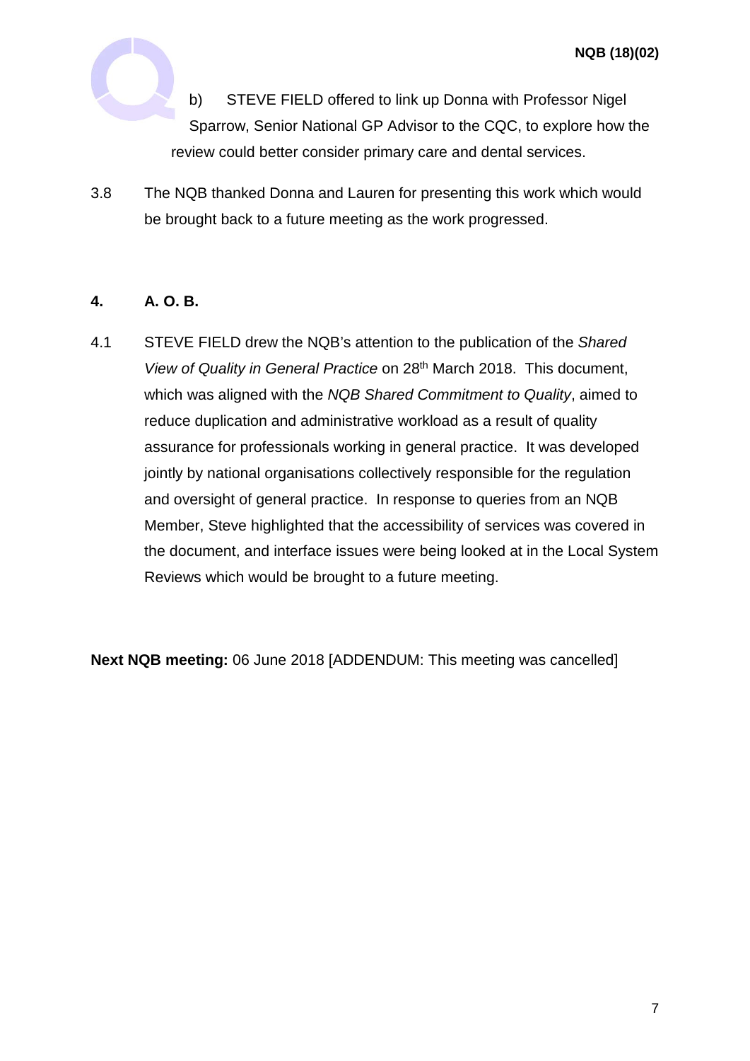b) STEVE FIELD offered to link up Donna with Professor Nigel Sparrow, Senior National GP Advisor to the CQC, to explore how the review could better consider primary care and dental services.

3.8 The NQB thanked Donna and Lauren for presenting this work which would be brought back to a future meeting as the work progressed.

## 4. A. O. B.

4.1 STEVE FIELD drew the NQB's attention to the publication of the *Shared View of Quality in General Practice* on 28th March 2018. This document, which was aligned with the *NQB Shared Commitment to Quality*, aimed to reduce duplication and administrative workload as a result of quality assurance for professionals working in general practice. It was developed jointly by national organisations collectively responsible for the regulation and oversight of general practice. In response to queries from an NQB Member, Steve highlighted that the accessibility of services was covered in the document, and interface issues were being looked at in the Local System Reviews which would be brought to a future meeting.

**Next NQB meeting:** 06 June 2018 [ADDENDUM: This meeting was cancelled]